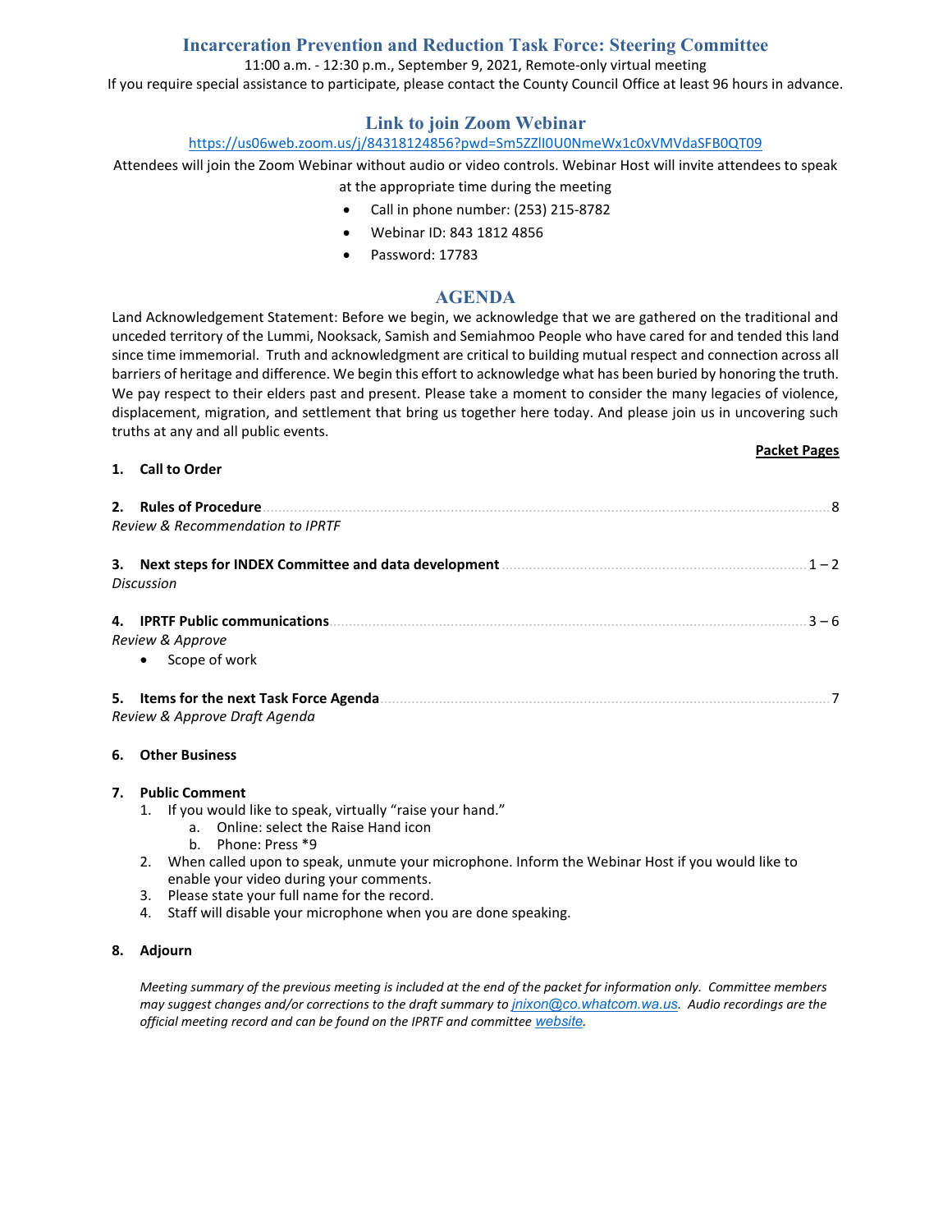# Incarceration Prevention and Reduction Task Force: Steering Committee

11:00 a.m. - 12:30 p.m., September 9, 2021, Remote-only virtual meeting

If you require special assistance to participate, please contact the County Council Office at least 96 hours in advance.

## Link to join Zoom Webinar

https://us06web.zoom.us/j/84318124856?pwd=Sm5ZZlI0U0NmeWx1c0xVMVdaSFB0QT09

Attendees will join the Zoom Webinar without audio or video controls. Webinar Host will invite attendees to speak at the appropriate time during the meeting

- Call in phone number: (253) 215-8782
- Webinar ID: 843 1812 4856
- Password: 17783

## AGENDA

Land Acknowledgement Statement: Before we begin, we acknowledge that we are gathered on the traditional and unceded territory of the Lummi, Nooksack, Samish and Semiahmoo People who have cared for and tended this land since time immemorial. Truth and acknowledgment are critical to building mutual respect and connection across all barriers of heritage and difference. We begin this effort to acknowledge what has been buried by honoring the truth. We pay respect to their elders past and present. Please take a moment to consider the many legacies of violence, displacement, migration, and settlement that bring us together here today. And please join us in uncovering such truths at any and all public events.

**Packet Pages**

**1. Call to Order**

**2. Rules of Procedure** .................... 8
*Review & Recommendation to IPRTF*

**3. Next steps for INDEX Committee and data development** .................... 1 – 2
*Discussion*

**4. IPRTF Public communications** .................... 3 – 6
*Review & Approve*

- Scope of work

**5. Items for the next Task Force Agenda** .................... 7
*Review & Approve Draft Agenda*

**6. Other Business**

**7. Public Comment**

1. If you would like to speak, virtually "raise your hand."
   a. Online: select the Raise Hand icon
   b. Phone: Press *9
2. When called upon to speak, unmute your microphone. Inform the Webinar Host if you would like to enable your video during your comments.
3. Please state your full name for the record.
4. Staff will disable your microphone when you are done speaking.

**8. Adjourn**

*Meeting summary of the previous meeting is included at the end of the packet for information only. Committee members may suggest changes and/or corrections to the draft summary to jnixon@co.whatcom.wa.us. Audio recordings are the official meeting record and can be found on the IPRTF and committee website.*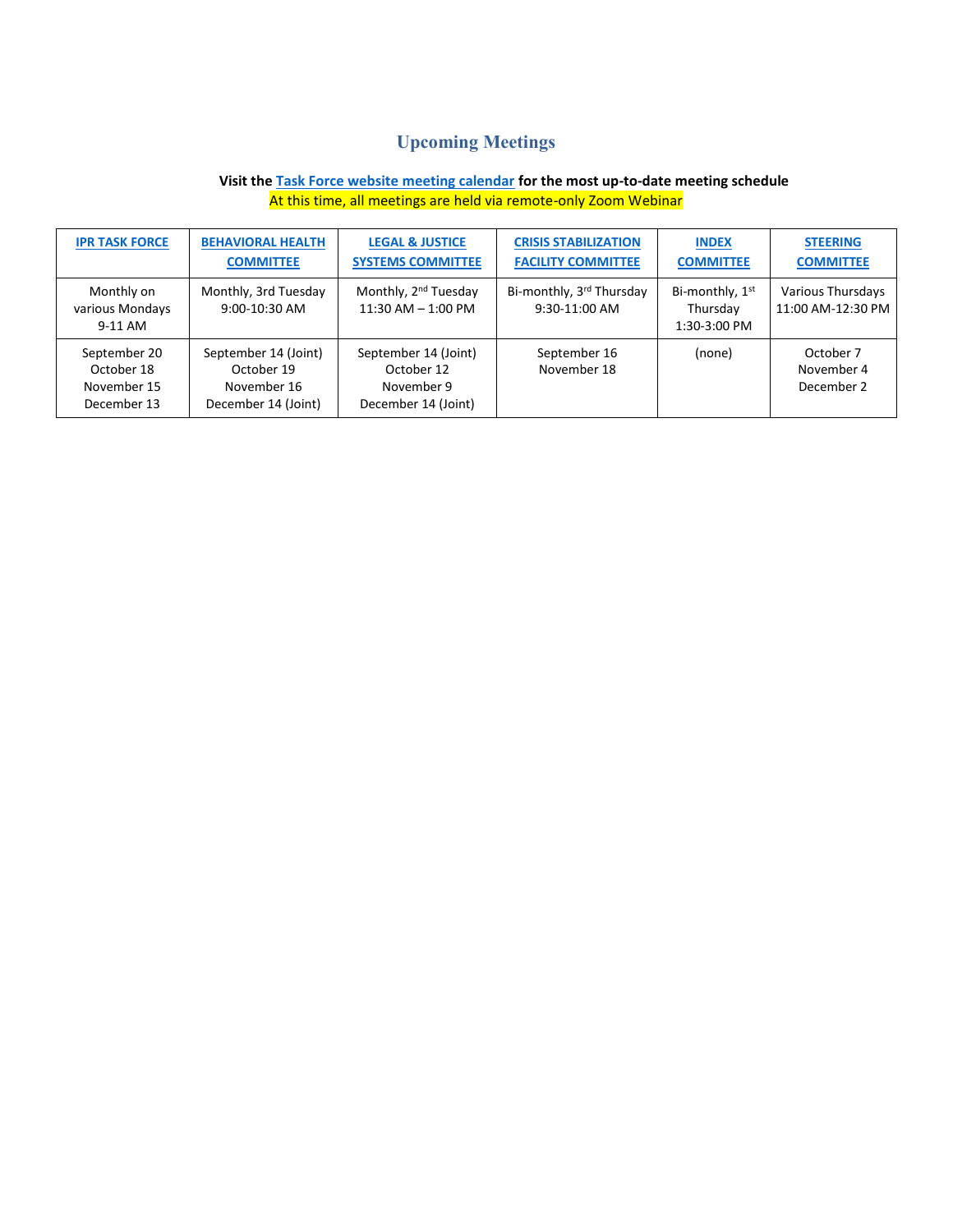## Upcoming Meetings

**Visit the Task Force website meeting calendar for the most up-to-date meeting schedule**

At this time, all meetings are held via remote-only Zoom Webinar

| IPR TASK FORCE | BEHAVIORAL HEALTH COMMITTEE | LEGAL & JUSTICE SYSTEMS COMMITTEE | CRISIS STABILIZATION FACILITY COMMITTEE | INDEX COMMITTEE | STEERING COMMITTEE |
|---|---|---|---|---|---|
| Monthly on various Mondays 9-11 AM | Monthly, 3rd Tuesday 9:00-10:30 AM | Monthly, 2nd Tuesday 11:30 AM – 1:00 PM | Bi-monthly, 3rd Thursday 9:30-11:00 AM | Bi-monthly, 1st Thursday 1:30-3:00 PM | Various Thursdays 11:00 AM-12:30 PM |
| September 20<br>October 18<br>November 15<br>December 13 | September 14 (Joint)<br>October 19<br>November 16<br>December 14 (Joint) | September 14 (Joint)<br>October 12<br>November 9<br>December 14 (Joint) | September 16<br>November 18 | (none) | October 7<br>November 4<br>December 2 |